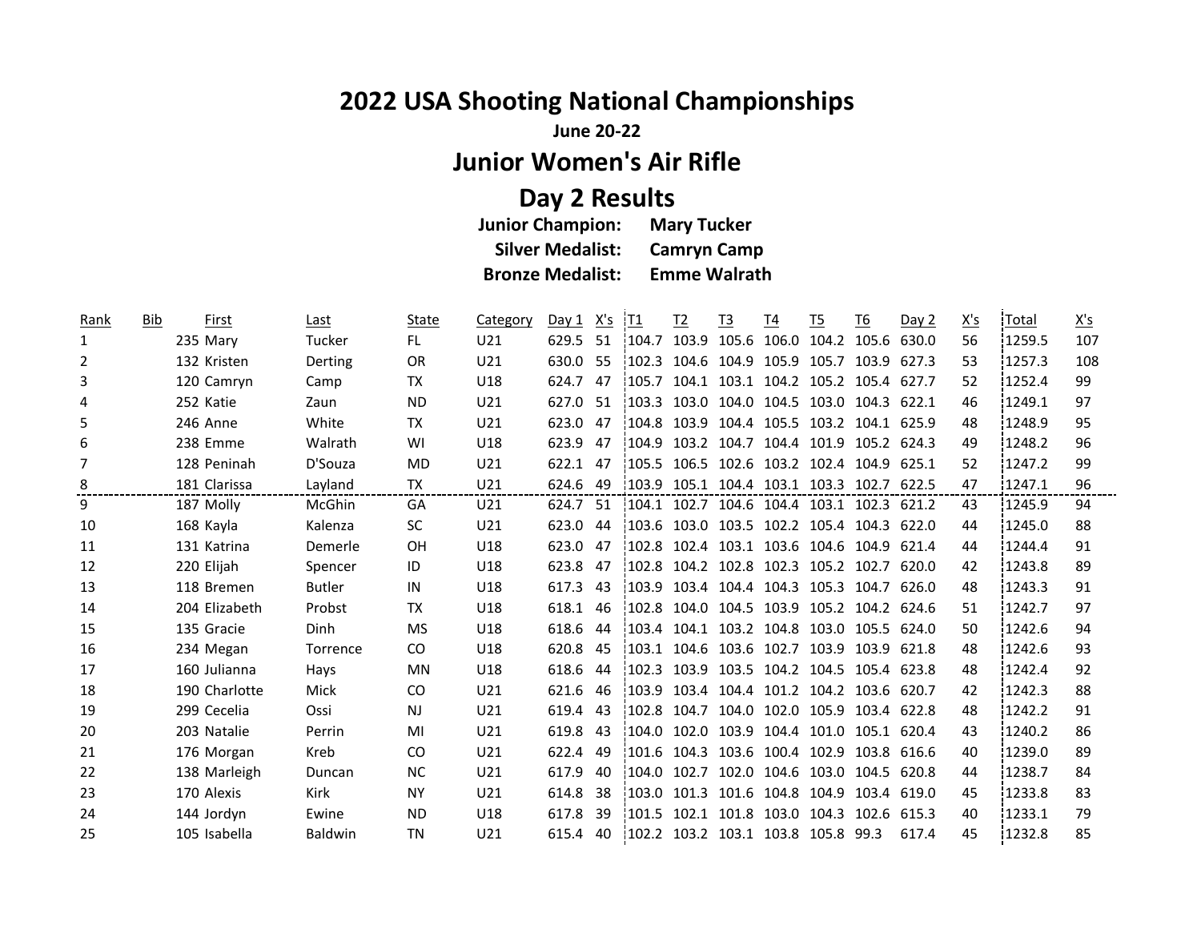# 2022 USA Shooting National Championships

**June 20-22**

## Junior Women's Air Rifle

## Day 2 Results

**Junior Champion:** **Mary Tucker**
**Silver Medalist:** **Camryn Camp**
**Bronze Medalist:** **Emme Walrath**

| Rank | Bib | First | Last | State | Category | Day 1 | X's | T1 | T2 | T3 | T4 | T5 | T6 | Day 2 | X's | Total | X's |
|---|---|---|---|---|---|---|---|---|---|---|---|---|---|---|---|---|---|
| 1 | 235 | Mary | Tucker | FL | U21 | 629.5 | 51 | 104.7 | 103.9 | 105.6 | 106.0 | 104.2 | 105.6 | 630.0 | 56 | 1259.5 | 107 |
| 2 | 132 | Kristen | Derting | OR | U21 | 630.0 | 55 | 102.3 | 104.6 | 104.9 | 105.9 | 105.7 | 103.9 | 627.3 | 53 | 1257.3 | 108 |
| 3 | 120 | Camryn | Camp | TX | U18 | 624.7 | 47 | 105.7 | 104.1 | 103.1 | 104.2 | 105.2 | 105.4 | 627.7 | 52 | 1252.4 | 99 |
| 4 | 252 | Katie | Zaun | ND | U21 | 627.0 | 51 | 103.3 | 103.0 | 104.0 | 104.5 | 103.0 | 104.3 | 622.1 | 46 | 1249.1 | 97 |
| 5 | 246 | Anne | White | TX | U21 | 623.0 | 47 | 104.8 | 103.9 | 104.4 | 105.5 | 103.2 | 104.1 | 625.9 | 48 | 1248.9 | 95 |
| 6 | 238 | Emme | Walrath | WI | U18 | 623.9 | 47 | 104.9 | 103.2 | 104.7 | 104.4 | 101.9 | 105.2 | 624.3 | 49 | 1248.2 | 96 |
| 7 | 128 | Peninah | D'Souza | MD | U21 | 622.1 | 47 | 105.5 | 106.5 | 102.6 | 103.2 | 102.4 | 104.9 | 625.1 | 52 | 1247.2 | 99 |
| 8 | 181 | Clarissa | Layland | TX | U21 | 624.6 | 49 | 103.9 | 105.1 | 104.4 | 103.1 | 103.3 | 102.7 | 622.5 | 47 | 1247.1 | 96 |
| 9 | 187 | Molly | McGhin | GA | U21 | 624.7 | 51 | 104.1 | 102.7 | 104.6 | 104.4 | 103.1 | 102.3 | 621.2 | 43 | 1245.9 | 94 |
| 10 | 168 | Kayla | Kalenza | SC | U21 | 623.0 | 44 | 103.6 | 103.0 | 103.5 | 102.2 | 105.4 | 104.3 | 622.0 | 44 | 1245.0 | 88 |
| 11 | 131 | Katrina | Demerle | OH | U18 | 623.0 | 47 | 102.8 | 102.4 | 103.1 | 103.6 | 104.6 | 104.9 | 621.4 | 44 | 1244.4 | 91 |
| 12 | 220 | Elijah | Spencer | ID | U18 | 623.8 | 47 | 102.8 | 104.2 | 102.8 | 102.3 | 105.2 | 102.7 | 620.0 | 42 | 1243.8 | 89 |
| 13 | 118 | Bremen | Butler | IN | U18 | 617.3 | 43 | 103.9 | 103.4 | 104.4 | 104.3 | 105.3 | 104.7 | 626.0 | 48 | 1243.3 | 91 |
| 14 | 204 | Elizabeth | Probst | TX | U18 | 618.1 | 46 | 102.8 | 104.0 | 104.5 | 103.9 | 105.2 | 104.2 | 624.6 | 51 | 1242.7 | 97 |
| 15 | 135 | Gracie | Dinh | MS | U18 | 618.6 | 44 | 103.4 | 104.1 | 103.2 | 104.8 | 103.0 | 105.5 | 624.0 | 50 | 1242.6 | 94 |
| 16 | 234 | Megan | Torrence | CO | U18 | 620.8 | 45 | 103.1 | 104.6 | 103.6 | 102.7 | 103.9 | 103.9 | 621.8 | 48 | 1242.6 | 93 |
| 17 | 160 | Julianna | Hays | MN | U18 | 618.6 | 44 | 102.3 | 103.9 | 103.5 | 104.2 | 104.5 | 105.4 | 623.8 | 48 | 1242.4 | 92 |
| 18 | 190 | Charlotte | Mick | CO | U21 | 621.6 | 46 | 103.9 | 103.4 | 104.4 | 101.2 | 104.2 | 103.6 | 620.7 | 42 | 1242.3 | 88 |
| 19 | 299 | Cecelia | Ossi | NJ | U21 | 619.4 | 43 | 102.8 | 104.7 | 104.0 | 102.0 | 105.9 | 103.4 | 622.8 | 48 | 1242.2 | 91 |
| 20 | 203 | Natalie | Perrin | MI | U21 | 619.8 | 43 | 104.0 | 102.0 | 103.9 | 104.4 | 101.0 | 105.1 | 620.4 | 43 | 1240.2 | 86 |
| 21 | 176 | Morgan | Kreb | CO | U21 | 622.4 | 49 | 101.6 | 104.3 | 103.6 | 100.4 | 102.9 | 103.8 | 616.6 | 40 | 1239.0 | 89 |
| 22 | 138 | Marleigh | Duncan | NC | U21 | 617.9 | 40 | 104.0 | 102.7 | 102.0 | 104.6 | 103.0 | 104.5 | 620.8 | 44 | 1238.7 | 84 |
| 23 | 170 | Alexis | Kirk | NY | U21 | 614.8 | 38 | 103.0 | 101.3 | 101.6 | 104.8 | 104.9 | 103.4 | 619.0 | 45 | 1233.8 | 83 |
| 24 | 144 | Jordyn | Ewine | ND | U18 | 617.8 | 39 | 101.5 | 102.1 | 101.8 | 103.0 | 104.3 | 102.6 | 615.3 | 40 | 1233.1 | 79 |
| 25 | 105 | Isabella | Baldwin | TN | U21 | 615.4 | 40 | 102.2 | 103.2 | 103.1 | 103.8 | 105.8 | 99.3 | 617.4 | 45 | 1232.8 | 85 |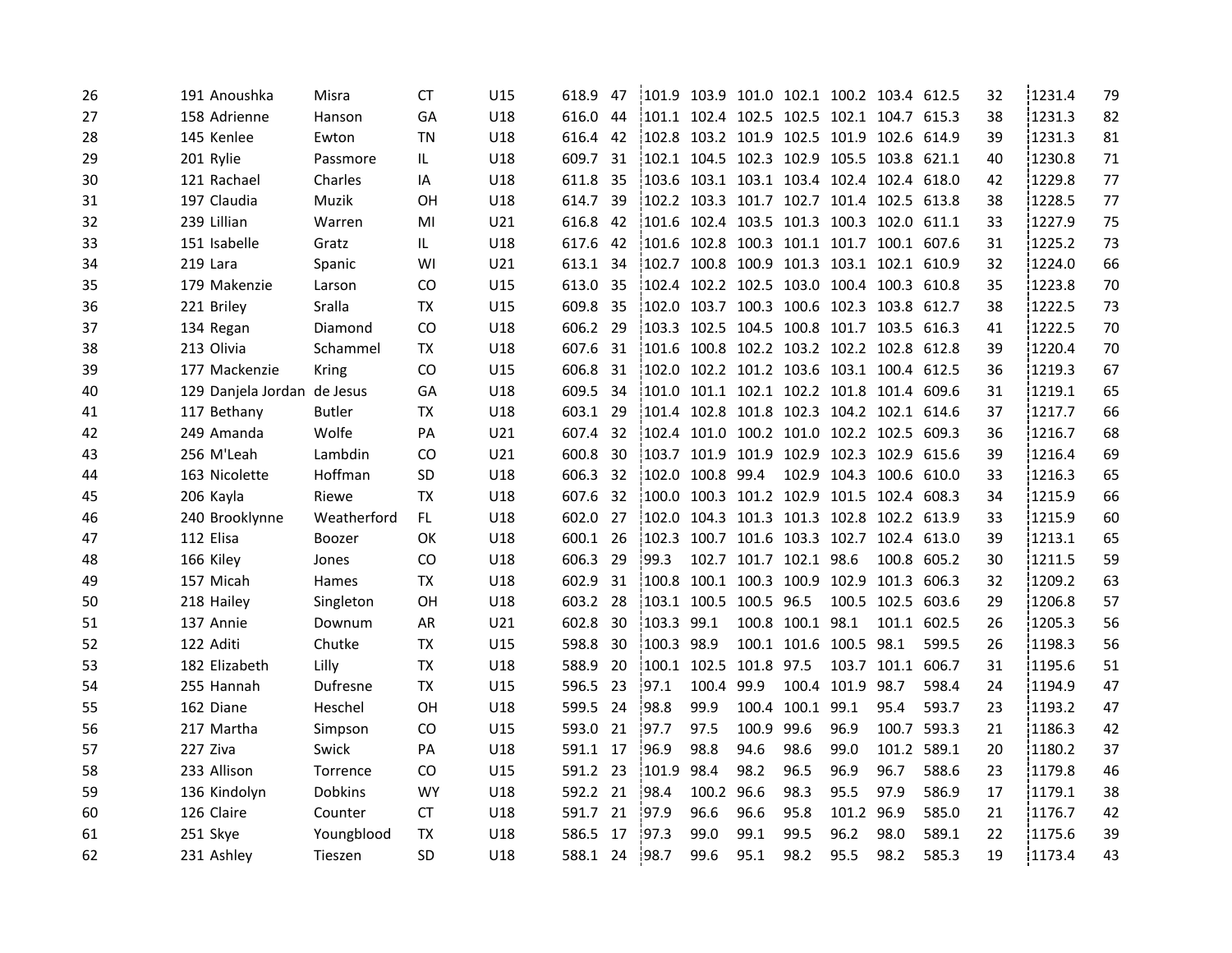| | | | | | | | | | | | | | | | | | |
|---|---|---|---|---|---|---|---|---|---|---|---|---|---|---|---|---|---|
| 26 | 191 | Anoushka | Misra | CT | U15 | 618.9 | 47 | 101.9 | 103.9 | 101.0 | 102.1 | 100.2 | 103.4 | 612.5 | 32 | 1231.4 | 79 |
| 27 | 158 | Adrienne | Hanson | GA | U18 | 616.0 | 44 | 101.1 | 102.4 | 102.5 | 102.5 | 102.1 | 104.7 | 615.3 | 38 | 1231.3 | 82 |
| 28 | 145 | Kenlee | Ewton | TN | U18 | 616.4 | 42 | 102.8 | 103.2 | 101.9 | 102.5 | 101.9 | 102.6 | 614.9 | 39 | 1231.3 | 81 |
| 29 | 201 | Rylie | Passmore | IL | U18 | 609.7 | 31 | 102.1 | 104.5 | 102.3 | 102.9 | 105.5 | 103.8 | 621.1 | 40 | 1230.8 | 71 |
| 30 | 121 | Rachael | Charles | IA | U18 | 611.8 | 35 | 103.6 | 103.1 | 103.1 | 103.4 | 102.4 | 102.4 | 618.0 | 42 | 1229.8 | 77 |
| 31 | 197 | Claudia | Muzik | OH | U18 | 614.7 | 39 | 102.2 | 103.3 | 101.7 | 102.7 | 101.4 | 102.5 | 613.8 | 38 | 1228.5 | 77 |
| 32 | 239 | Lillian | Warren | MI | U21 | 616.8 | 42 | 101.6 | 102.4 | 103.5 | 101.3 | 100.3 | 102.0 | 611.1 | 33 | 1227.9 | 75 |
| 33 | 151 | Isabelle | Gratz | IL | U18 | 617.6 | 42 | 101.6 | 102.8 | 100.3 | 101.1 | 101.7 | 100.1 | 607.6 | 31 | 1225.2 | 73 |
| 34 | 219 | Lara | Spanic | WI | U21 | 613.1 | 34 | 102.7 | 100.8 | 100.9 | 101.3 | 103.1 | 102.1 | 610.9 | 32 | 1224.0 | 66 |
| 35 | 179 | Makenzie | Larson | CO | U15 | 613.0 | 35 | 102.4 | 102.2 | 102.5 | 103.0 | 100.4 | 100.3 | 610.8 | 35 | 1223.8 | 70 |
| 36 | 221 | Briley | Sralla | TX | U15 | 609.8 | 35 | 102.0 | 103.7 | 100.3 | 100.6 | 102.3 | 103.8 | 612.7 | 38 | 1222.5 | 73 |
| 37 | 134 | Regan | Diamond | CO | U18 | 606.2 | 29 | 103.3 | 102.5 | 104.5 | 100.8 | 101.7 | 103.5 | 616.3 | 41 | 1222.5 | 70 |
| 38 | 213 | Olivia | Schammel | TX | U18 | 607.6 | 31 | 101.6 | 100.8 | 102.2 | 103.2 | 102.2 | 102.8 | 612.8 | 39 | 1220.4 | 70 |
| 39 | 177 | Mackenzie | Kring | CO | U15 | 606.8 | 31 | 102.0 | 102.2 | 101.2 | 103.6 | 103.1 | 100.4 | 612.5 | 36 | 1219.3 | 67 |
| 40 | 129 | Danjela Jordan | de Jesus | GA | U18 | 609.5 | 34 | 101.0 | 101.1 | 102.1 | 102.2 | 101.8 | 101.4 | 609.6 | 31 | 1219.1 | 65 |
| 41 | 117 | Bethany | Butler | TX | U18 | 603.1 | 29 | 101.4 | 102.8 | 101.8 | 102.3 | 104.2 | 102.1 | 614.6 | 37 | 1217.7 | 66 |
| 42 | 249 | Amanda | Wolfe | PA | U21 | 607.4 | 32 | 102.4 | 101.0 | 100.2 | 101.0 | 102.2 | 102.5 | 609.3 | 36 | 1216.7 | 68 |
| 43 | 256 | M'Leah | Lambdin | CO | U21 | 600.8 | 30 | 103.7 | 101.9 | 101.9 | 102.9 | 102.3 | 102.9 | 615.6 | 39 | 1216.4 | 69 |
| 44 | 163 | Nicolette | Hoffman | SD | U18 | 606.3 | 32 | 102.0 | 100.8 | 99.4 | 102.9 | 104.3 | 100.6 | 610.0 | 33 | 1216.3 | 65 |
| 45 | 206 | Kayla | Riewe | TX | U18 | 607.6 | 32 | 100.0 | 100.3 | 101.2 | 102.9 | 101.5 | 102.4 | 608.3 | 34 | 1215.9 | 66 |
| 46 | 240 | Brooklynne | Weatherford | FL | U18 | 602.0 | 27 | 102.0 | 104.3 | 101.3 | 101.3 | 102.8 | 102.2 | 613.9 | 33 | 1215.9 | 60 |
| 47 | 112 | Elisa | Boozer | OK | U18 | 600.1 | 26 | 102.3 | 100.7 | 101.6 | 103.3 | 102.7 | 102.4 | 613.0 | 39 | 1213.1 | 65 |
| 48 | 166 | Kiley | Jones | CO | U18 | 606.3 | 29 | 99.3 | 102.7 | 101.7 | 102.1 | 98.6 | 100.8 | 605.2 | 30 | 1211.5 | 59 |
| 49 | 157 | Micah | Hames | TX | U18 | 602.9 | 31 | 100.8 | 100.1 | 100.3 | 100.9 | 102.9 | 101.3 | 606.3 | 32 | 1209.2 | 63 |
| 50 | 218 | Hailey | Singleton | OH | U18 | 603.2 | 28 | 103.1 | 100.5 | 100.5 | 96.5 | 100.5 | 102.5 | 603.6 | 29 | 1206.8 | 57 |
| 51 | 137 | Annie | Downum | AR | U21 | 602.8 | 30 | 103.3 | 99.1 | 100.8 | 100.1 | 98.1 | 101.1 | 602.5 | 26 | 1205.3 | 56 |
| 52 | 122 | Aditi | Chutke | TX | U15 | 598.8 | 30 | 100.3 | 98.9 | 100.1 | 101.6 | 100.5 | 98.1 | 599.5 | 26 | 1198.3 | 56 |
| 53 | 182 | Elizabeth | Lilly | TX | U18 | 588.9 | 20 | 100.1 | 102.5 | 101.8 | 97.5 | 103.7 | 101.1 | 606.7 | 31 | 1195.6 | 51 |
| 54 | 255 | Hannah | Dufresne | TX | U15 | 596.5 | 23 | 97.1 | 100.4 | 99.9 | 100.4 | 101.9 | 98.7 | 598.4 | 24 | 1194.9 | 47 |
| 55 | 162 | Diane | Heschel | OH | U18 | 599.5 | 24 | 98.8 | 99.9 | 100.4 | 100.1 | 99.1 | 95.4 | 593.7 | 23 | 1193.2 | 47 |
| 56 | 217 | Martha | Simpson | CO | U15 | 593.0 | 21 | 97.7 | 97.5 | 100.9 | 99.6 | 96.9 | 100.7 | 593.3 | 21 | 1186.3 | 42 |
| 57 | 227 | Ziva | Swick | PA | U18 | 591.1 | 17 | 96.9 | 98.8 | 94.6 | 98.6 | 99.0 | 101.2 | 589.1 | 20 | 1180.2 | 37 |
| 58 | 233 | Allison | Torrence | CO | U15 | 591.2 | 23 | 101.9 | 98.4 | 98.2 | 96.5 | 96.9 | 96.7 | 588.6 | 23 | 1179.8 | 46 |
| 59 | 136 | Kindolyn | Dobkins | WY | U18 | 592.2 | 21 | 98.4 | 100.2 | 96.6 | 98.3 | 95.5 | 97.9 | 586.9 | 17 | 1179.1 | 38 |
| 60 | 126 | Claire | Counter | CT | U18 | 591.7 | 21 | 97.9 | 96.6 | 96.6 | 95.8 | 101.2 | 96.9 | 585.0 | 21 | 1176.7 | 42 |
| 61 | 251 | Skye | Youngblood | TX | U18 | 586.5 | 17 | 97.3 | 99.0 | 99.1 | 99.5 | 96.2 | 98.0 | 589.1 | 22 | 1175.6 | 39 |
| 62 | 231 | Ashley | Tieszen | SD | U18 | 588.1 | 24 | 98.7 | 99.6 | 95.1 | 98.2 | 95.5 | 98.2 | 585.3 | 19 | 1173.4 | 43 |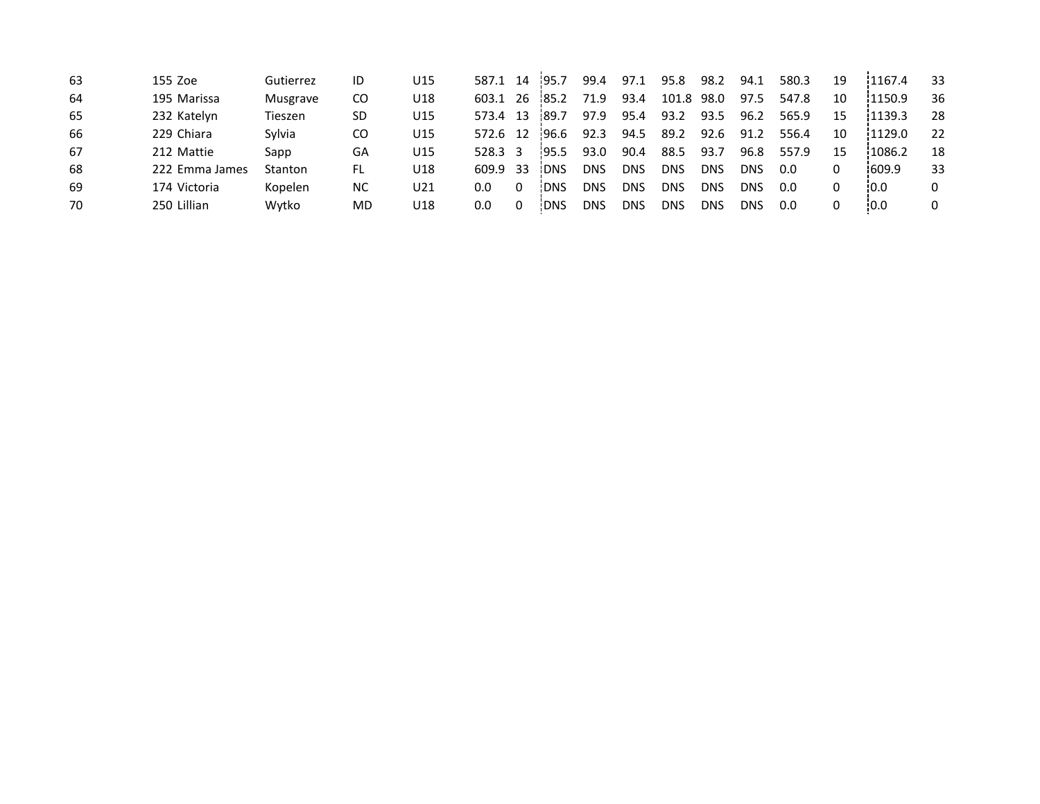| | | | | | | | | | | | | | | | | | | |
|---|---|---|---|---|---|---|---|---|---|---|---|---|---|---|---|---|---|---|
| 63 | 155 | Zoe | Gutierrez | ID | U15 | 587.1 | 14 | 95.7 | 99.4 | 97.1 | 95.8 | 98.2 | 94.1 | 580.3 | 19 | 1167.4 | 33 |
| 64 | 195 | Marissa | Musgrave | CO | U18 | 603.1 | 26 | 85.2 | 71.9 | 93.4 | 101.8 | 98.0 | 97.5 | 547.8 | 10 | 1150.9 | 36 |
| 65 | 232 | Katelyn | Tieszen | SD | U15 | 573.4 | 13 | 89.7 | 97.9 | 95.4 | 93.2 | 93.5 | 96.2 | 565.9 | 15 | 1139.3 | 28 |
| 66 | 229 | Chiara | Sylvia | CO | U15 | 572.6 | 12 | 96.6 | 92.3 | 94.5 | 89.2 | 92.6 | 91.2 | 556.4 | 10 | 1129.0 | 22 |
| 67 | 212 | Mattie | Sapp | GA | U15 | 528.3 | 3 | 95.5 | 93.0 | 90.4 | 88.5 | 93.7 | 96.8 | 557.9 | 15 | 1086.2 | 18 |
| 68 | 222 | Emma James | Stanton | FL | U18 | 609.9 | 33 | DNS | DNS | DNS | DNS | DNS | DNS | 0.0 | 0 | 609.9 | 33 |
| 69 | 174 | Victoria | Kopelen | NC | U21 | 0.0 | 0 | DNS | DNS | DNS | DNS | DNS | DNS | 0.0 | 0 | 0.0 | 0 |
| 70 | 250 | Lillian | Wytko | MD | U18 | 0.0 | 0 | DNS | DNS | DNS | DNS | DNS | DNS | 0.0 | 0 | 0.0 | 0 |